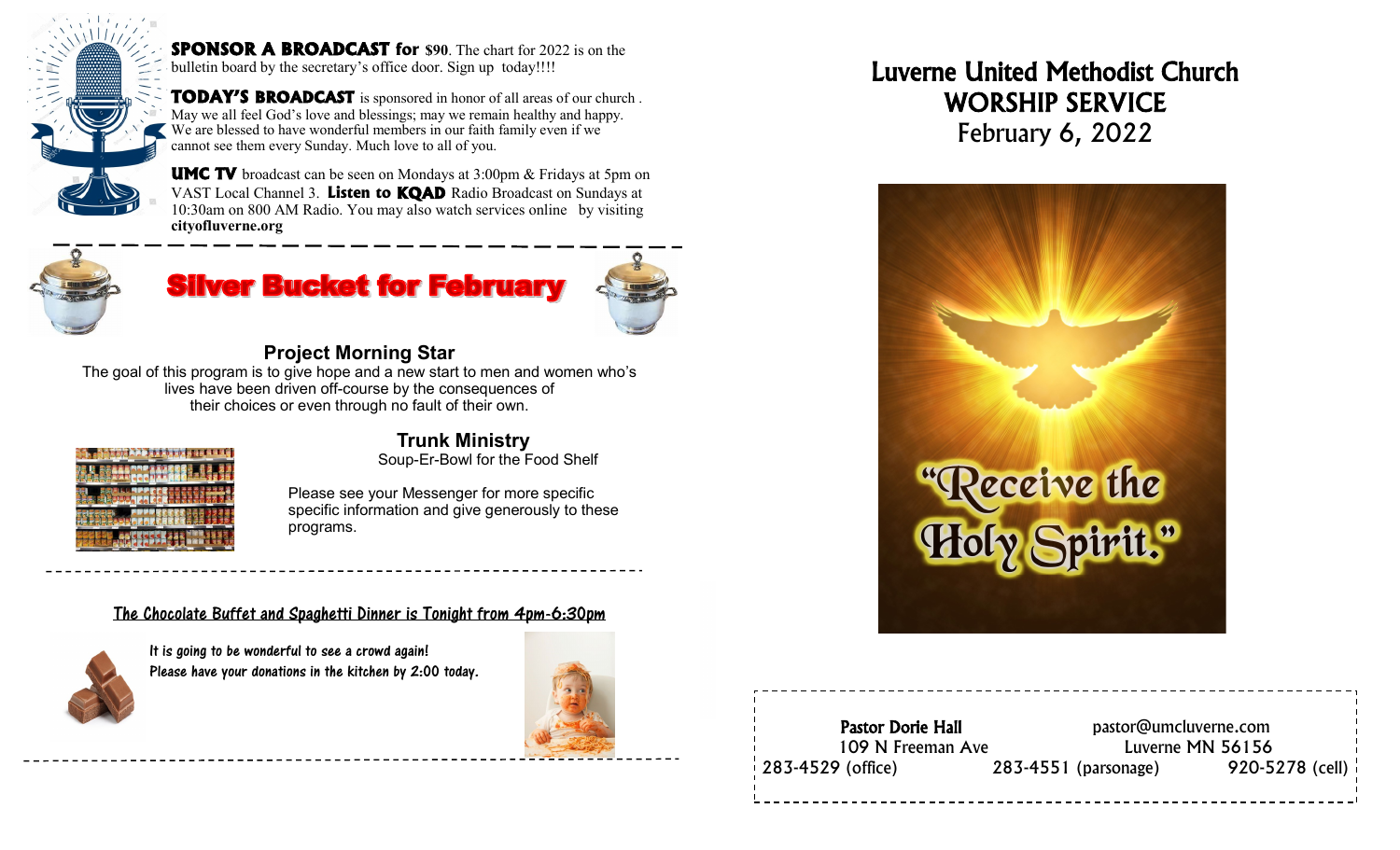**SPONSOR A BROADCAST for $90**. The chart for 2022 is on the bulletin board by the secretary's office door. Sign up today!!!!

**TODAY'S BROADCAST** is sponsored in honor of all areas of our church . May we all feel God's love and blessings; may we remain healthy and happy. We are blessed to have wonderful members in our faith family even if we cannot see them every Sunday. Much love to all of you.

**UMC TV** broadcast can be seen on Mondays at 3:00pm & Fridays at 5pm on VAST Local Channel 3. **Listen to KQAD** Radio Broadcast on Sundays at 10:30am on 800 AM Radio. You may also watch services online by visiting **cityofluverne.org**

## Silver Bucket for February

### Project Morning Star

The goal of this program is to give hope and a new start to men and women who's lives have been driven off-course by the consequences of their choices or even through no fault of their own.

### Trunk Ministry

Soup-Er-Bowl for the Food Shelf

Please see your Messenger for more specific specific information and give generously to these programs.

**The Chocolate Buffet and Spaghetti Dinner is Tonight from 4pm-6:30pm**

It is going to be wonderful to see a crowd again!
Please have your donations in the kitchen by 2:00 today.

# Luverne United Methodist Church
# WORSHIP SERVICE
## February 6, 2022

"Receive the Holy Spirit."

**Pastor Dorie Hall** pastor@umcluverne.com
109 N Freeman Ave Luverne MN 56156
283-4529 (office) 283-4551 (parsonage) 920-5278 (cell)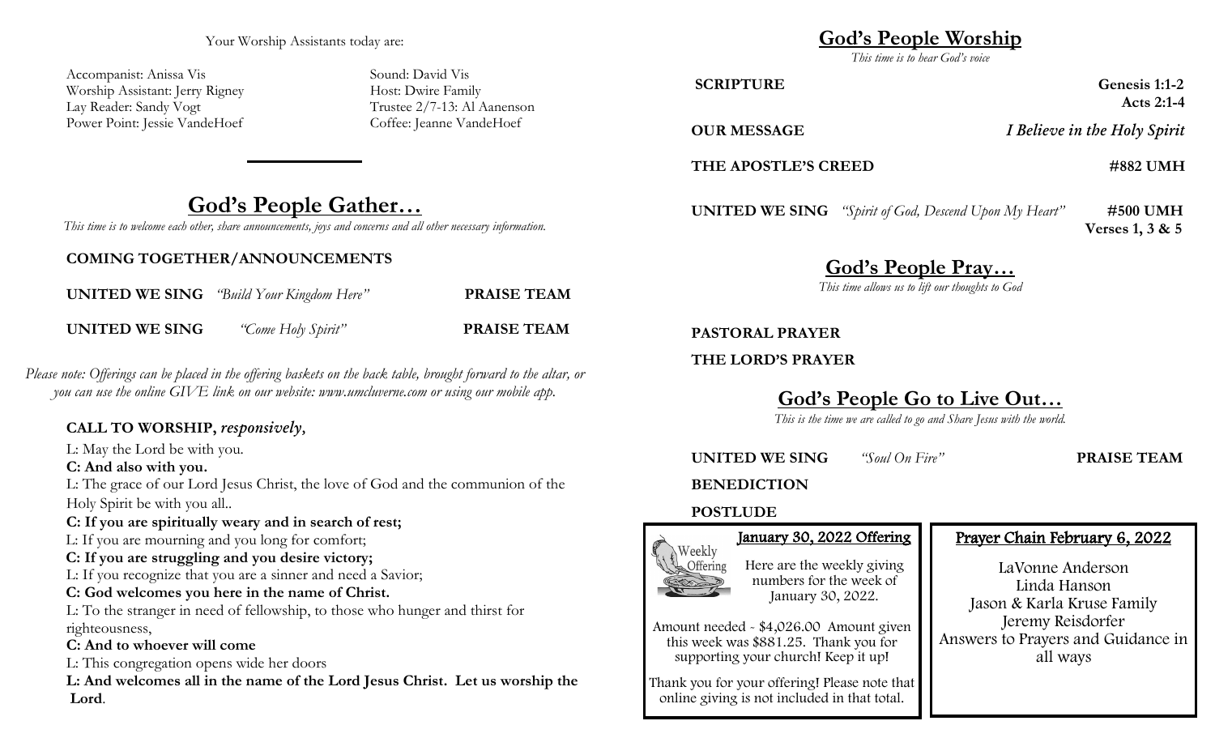Your Worship Assistants today are:

Accompanist: Anissa Vis
Worship Assistant: Jerry Rigney
Lay Reader: Sandy Vogt
Power Point: Jessie VandeHoef

Sound: David Vis
Host: Dwire Family
Trustee 2/7-13: Al Aanenson
Coffee: Jeanne VandeHoef

## God's People Gather…

*This time is to welcome each other, share announcements, joys and concerns and all other necessary information.*

**COMING TOGETHER/ANNOUNCEMENTS**

**UNITED WE SING** *"Build Your Kingdom Here"* **PRAISE TEAM**

**UNITED WE SING** *"Come Holy Spirit"* **PRAISE TEAM**

*Please note: Offerings can be placed in the offering baskets on the back table, brought forward to the altar, or you can use the online GIVE link on our website: www.umcluverne.com or using our mobile app.*

**CALL TO WORSHIP,** ***responsively,***

L: May the Lord be with you.
**C: And also with you.**
L: The grace of our Lord Jesus Christ, the love of God and the communion of the Holy Spirit be with you all..
**C: If you are spiritually weary and in search of rest;**
L: If you are mourning and you long for comfort;
**C: If you are struggling and you desire victory;**
L: If you recognize that you are a sinner and need a Savior;
**C: God welcomes you here in the name of Christ.**
L: To the stranger in need of fellowship, to those who hunger and thirst for righteousness,
**C: And to whoever will come**
L: This congregation opens wide her doors
**L: And welcomes all in the name of the Lord Jesus Christ. Let us worship the Lord**.

## God's People Worship

*This time is to hear God's voice*

**SCRIPTURE** **Genesis 1:1-2**
**Acts 2:1-4**

**OUR MESSAGE** ***I Believe in the Holy Spirit***

**THE APOSTLE'S CREED** **#882 UMH**

**UNITED WE SING** *"Spirit of God, Descend Upon My Heart"* **#500 UMH**
**Verses 1, 3 & 5**

## God's People Pray…

*This time allows us to lift our thoughts to God*

**PASTORAL PRAYER**

**THE LORD'S PRAYER**

## God's People Go to Live Out…

*This is the time we are called to go and Share Jesus with the world.*

**UNITED WE SING** *"Soul On Fire"* **PRAISE TEAM**

**BENEDICTION**

**POSTLUDE**

### January 30, 2022 Offering

Weekly Offering

Here are the weekly giving numbers for the week of January 30, 2022.

Amount needed - $4,026.00 Amount given this week was $881.25. Thank you for supporting your church! Keep it up!

Thank you for your offering! Please note that online giving is not included in that total.

### Prayer Chain February 6, 2022

LaVonne Anderson
Linda Hanson
Jason & Karla Kruse Family
Jeremy Reisdorfer
Answers to Prayers and Guidance in all ways